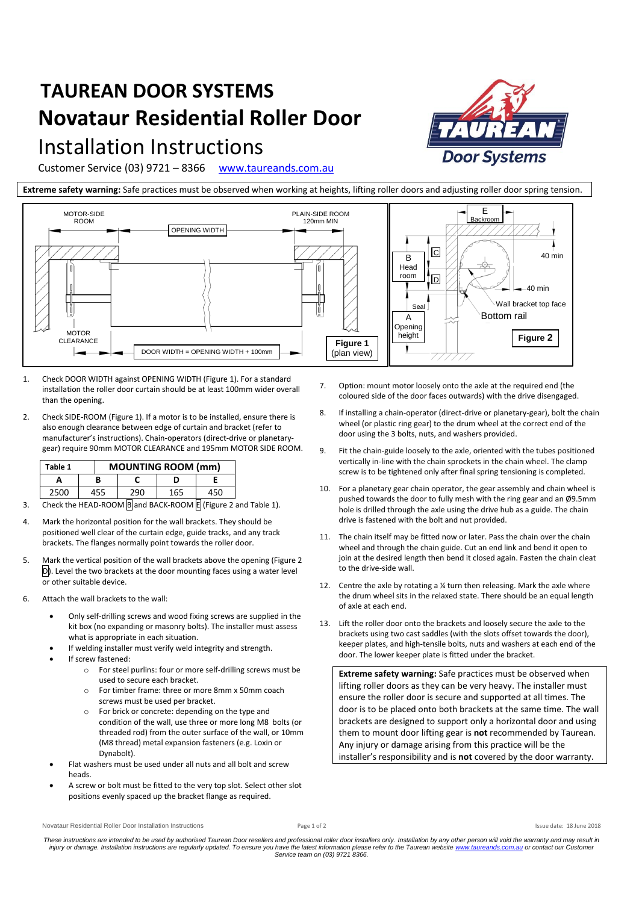# TAUREAN DOOR SYSTEMS

# Novataur Residential Roller Door

## Installation Instructions

Customer Service (03) 9721 – 8366  www.taureands.com.au

**Extreme safety warning:** Safe practices must be observed when working at heights, lifting roller doors and adjusting roller door spring tension.

Figure 1 (plan view)

Figure 2

1. Check DOOR WIDTH against OPENING WIDTH (Figure 1). For a standard installation the roller door curtain should be at least 100mm wider overall than the opening.

2. Check SIDE-ROOM (Figure 1). If a motor is to be installed, ensure there is also enough clearance between edge of curtain and bracket (refer to manufacturer's instructions). Chain-operators (direct-drive or planetary-gear) require 90mm MOTOR CLEARANCE and 195mm MOTOR SIDE ROOM.

| Table 1 | MOUNTING ROOM (mm) | | | |
|---|---|---|---|---|
| A | B | C | D | E |
| 2500 | 455 | 290 | 165 | 450 |

3. Check the HEAD-ROOM B and BACK-ROOM E (Figure 2 and Table 1).

4. Mark the horizontal position for the wall brackets. They should be positioned well clear of the curtain edge, guide tracks, and any track brackets. The flanges normally point towards the roller door.

5. Mark the vertical position of the wall brackets above the opening (Figure 2 D). Level the two brackets at the door mounting faces using a water level or other suitable device.

6. Attach the wall brackets to the wall:
   - Only self-drilling screws and wood fixing screws are supplied in the kit box (no expanding or masonry bolts). The installer must assess what is appropriate in each situation.
   - If welding installer must verify weld integrity and strength.
   - If screw fastened:
     - For steel purlins: four or more self-drilling screws must be used to secure each bracket.
     - For timber frame: three or more 8mm x 50mm coach screws must be used per bracket.
     - For brick or concrete: depending on the type and condition of the wall, use three or more long M8 bolts (or threaded rod) from the outer surface of the wall, or 10mm (M8 thread) metal expansion fasteners (e.g. Loxin or Dynabolt).
   - Flat washers must be used under all nuts and all bolt and screw heads.
   - A screw or bolt must be fitted to the very top slot. Select other slot positions evenly spaced up the bracket flange as required.

7. Option: mount motor loosely onto the axle at the required end (the coloured side of the door faces outwards) with the drive disengaged.

8. If installing a chain-operator (direct-drive or planetary-gear), bolt the chain wheel (or plastic ring gear) to the drum wheel at the correct end of the door using the 3 bolts, nuts, and washers provided.

9. Fit the chain-guide loosely to the axle, oriented with the tubes positioned vertically in-line with the chain sprockets in the chain wheel. The clamp screw is to be tightened only after final spring tensioning is completed.

10. For a planetary gear chain operator, the gear assembly and chain wheel is pushed towards the door to fully mesh with the ring gear and an Ø9.5mm hole is drilled through the axle using the drive hub as a guide. The chain drive is fastened with the bolt and nut provided.

11. The chain itself may be fitted now or later. Pass the chain over the chain wheel and through the chain guide. Cut an end link and bend it open to join at the desired length then bend it closed again. Fasten the chain cleat to the drive-side wall.

12. Centre the axle by rotating a ¼ turn then releasing. Mark the axle where the drum wheel sits in the relaxed state. There should be an equal length of axle at each end.

13. Lift the roller door onto the brackets and loosely secure the axle to the brackets using two cast saddles (with the slots offset towards the door), keeper plates, and high-tensile bolts, nuts and washers at each end of the door. The lower keeper plate is fitted under the bracket.

**Extreme safety warning:** Safe practices must be observed when lifting roller doors as they can be very heavy. The installer must ensure the roller door is secure and supported at all times. The door is to be placed onto both brackets at the same time. The wall brackets are designed to support only a horizontal door and using them to mount door lifting gear is **not** recommended by Taurean. Any injury or damage arising from this practice will be the installer's responsibility and is **not** covered by the door warranty.

*These instructions are intended to be used by authorised Taurean Door resellers and professional roller door installers only. Installation by any other person will void the warranty and may result in injury or damage. Installation instructions are regularly updated. To ensure you have the latest information please refer to the Taurean website www.taureands.com.au or contact our Customer Service team on (03) 9721 8366.*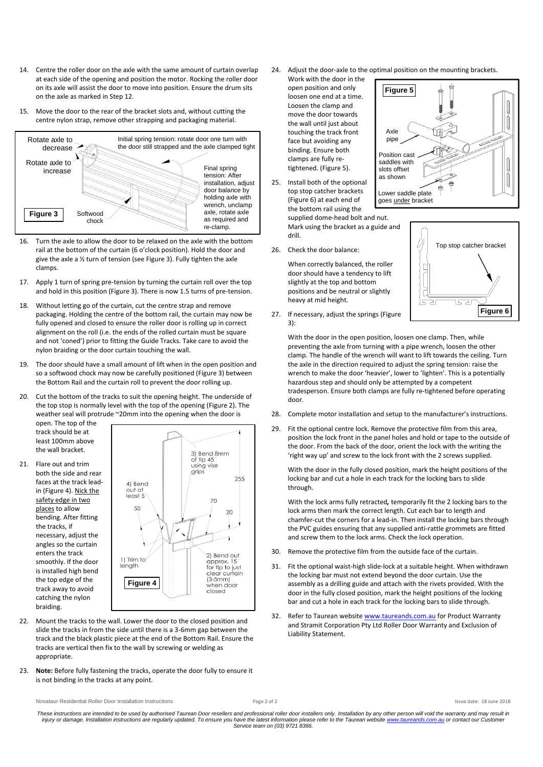14. Centre the roller door on the axle with the same amount of curtain overlap at each side of the opening and position the motor. Rocking the roller door on its axle will assist the door to move into position. Ensure the drum sits on the axle as marked in Step 12.

15. Move the door to the rear of the bracket slots and, without cutting the centre nylon strap, remove other strapping and packaging material.

Rotate axle to decrease

Rotate axle to increase

Initial spring tension: rotate door one turn with the door still strapped and the axle clamped tight

Final spring tension: After installation, adjust door balance by holding axle with wrench, unclamp axle, rotate axle as required and re-clamp.

Softwood chock

**Figure 3**

16. Turn the axle to allow the door to be relaxed on the axle with the bottom rail at the bottom of the curtain (6 o'clock position). Hold the door and give the axle a ½ turn of tension (see Figure 3). Fully tighten the axle clamps.

17. Apply 1 turn of spring pre-tension by turning the curtain roll over the top and hold in this position (Figure 3). There is now 1.5 turns of pre-tension.

18. Without letting go of the curtain, cut the centre strap and remove packaging. Holding the centre of the bottom rail, the curtain may now be fully opened and closed to ensure the roller door is rolling up in correct alignment on the roll (i.e. the ends of the rolled curtain must be square and not 'coned') prior to fitting the Guide Tracks. Take care to avoid the nylon braiding or the door curtain touching the wall.

19. The door should have a small amount of lift when in the open position and so a softwood chock may now be carefully positioned (Figure 3) between the Bottom Rail and the curtain roll to prevent the door rolling up.

20. Cut the bottom of the tracks to suit the opening height. The underside of the top stop is normally level with the top of the opening (Figure 2). The weather seal will protrude ~20mm into the opening when the door is open. The top of the track should be at least 100mm above the wall bracket.

21. Flare out and trim both the side and rear faces at the track lead-in (Figure 4). Nick the safety edge in two places to allow bending. After fitting the tracks, if necessary, adjust the angles so the curtain enters the track smoothly. If the door is installed high bend the top edge of the track away to avoid catching the nylon braiding.

3) Bend 8mm of tip 45° using vise grips

4) Bend out at least 5°

1) Trim to length

2) Bend out approx. 15° for tip to just clear curtain (3-5mm) when door closed

255

70

50

20

**Figure 4**

22. Mount the tracks to the wall. Lower the door to the closed position and slide the tracks in from the side until there is a 3-6mm gap between the track and the black plastic piece at the end of the Bottom Rail. Ensure the tracks are vertical then fix to the wall by screwing or welding as appropriate.

23. **Note:** Before fully fastening the tracks, operate the door fully to ensure it is not binding in the tracks at any point.

24. Adjust the door-axle to the optimal position on the mounting brackets. Work with the door in the open position and only loosen one end at a time. Loosen the clamp and move the door towards the wall until just about touching the track front face but avoiding any binding. Ensure both clamps are fully re-tightened. (Figure 5).

**Figure 5**

Axle pipe

Position cast saddles with slots offset as shown

Lower saddle plate goes under bracket

25. Install both of the optional top stop catcher brackets (Figure 6) at each end of the bottom rail using the supplied dome-head bolt and nut. Mark using the bracket as a guide and drill.

Top stop catcher bracket

**Figure 6**

26. Check the door balance:

    When correctly balanced, the roller door should have a tendency to lift slightly at the top and bottom positions and be neutral or slightly heavy at mid height.

27. If necessary, adjust the springs (Figure 3):

    With the door in the open position, loosen one clamp. Then, while preventing the axle from turning with a pipe wrench, loosen the other clamp. The handle of the wrench will want to lift towards the ceiling. Turn the axle in the direction required to adjust the spring tension: raise the wrench to make the door 'heavier', lower to 'lighten'. This is a potentially hazardous step and should only be attempted by a competent tradesperson. Ensure both clamps are fully re-tightened before operating door.

28. Complete motor installation and setup to the manufacturer's instructions.

29. Fit the optional centre lock. Remove the protective film from this area, position the lock front in the panel holes and hold or tape to the outside of the door. From the back of the door, orient the lock with the writing the 'right way up' and screw to the lock front with the 2 screws supplied.

    With the door in the fully closed position, mark the height positions of the locking bar and cut a hole in each track for the locking bars to slide through.

    With the lock arms fully retracted*,* temporarily fit the 2 locking bars to the lock arms then mark the correct length. Cut each bar to length and chamfer-cut the corners for a lead-in. Then install the locking bars through the PVC guides ensuring that any supplied anti-rattle grommets are fitted and screw them to the lock arms. Check the lock operation.

30. Remove the protective film from the outside face of the curtain.

31. Fit the optional waist-high slide-lock at a suitable height. When withdrawn the locking bar must not extend beyond the door curtain. Use the assembly as a drilling guide and attach with the rivets provided. With the door in the fully closed position, mark the height positions of the locking bar and cut a hole in each track for the locking bars to slide through.

32. Refer to Taurean website www.taureands.com.au for Product Warranty and Stramit Corporation Pty Ltd Roller Door Warranty and Exclusion of Liability Statement.

*These instructions are intended to be used by authorised Taurean Door resellers and professional roller door installers only. Installation by any other person will void the warranty and may result in injury or damage. Installation instructions are regularly updated. To ensure you have the latest information please refer to the Taurean website www.taureands.com.au or contact our Customer Service team on (03) 9721 8366.*